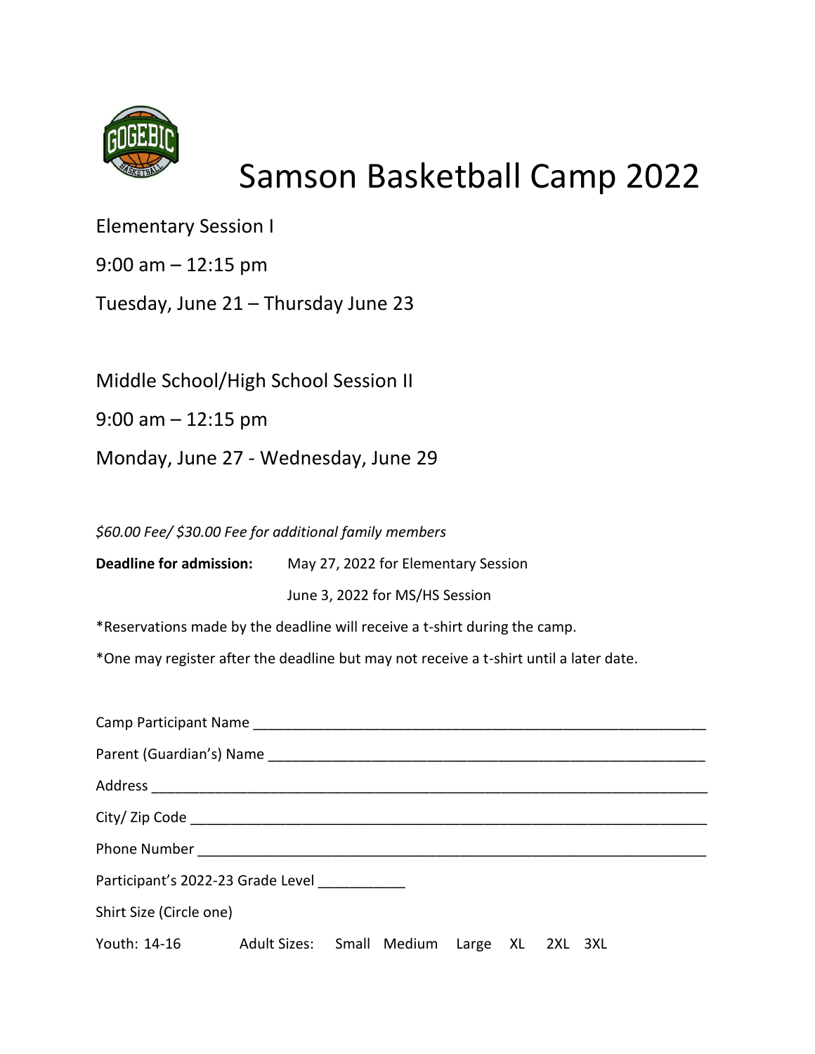# Samson Basketball Camp 2022

Elementary Session I

9:00 am – 12:15 pm

Tuesday, June 21 – Thursday June 23

Middle School/High School Session II

9:00 am – 12:15 pm

Monday, June 27 - Wednesday, June 29

*$60.00 Fee/ $30.00 Fee for additional family members*

**Deadline for admission:** May 27, 2022 for Elementary Session

June 3, 2022 for MS/HS Session

*Reservations made by the deadline will receive a t-shirt during the camp.

*One may register after the deadline but may not receive a t-shirt until a later date.

Camp Participant Name ____________________________________________________________

Parent (Guardian's) Name _________________________________________________________

Address _______________________________________________________________________

City/ Zip Code __________________________________________________________________

Phone Number _________________________________________________________________

Participant's 2022-23 Grade Level ___________

Shirt Size (Circle one)

Youth: 14-16    Adult Sizes: Small Medium Large XL 2XL 3XL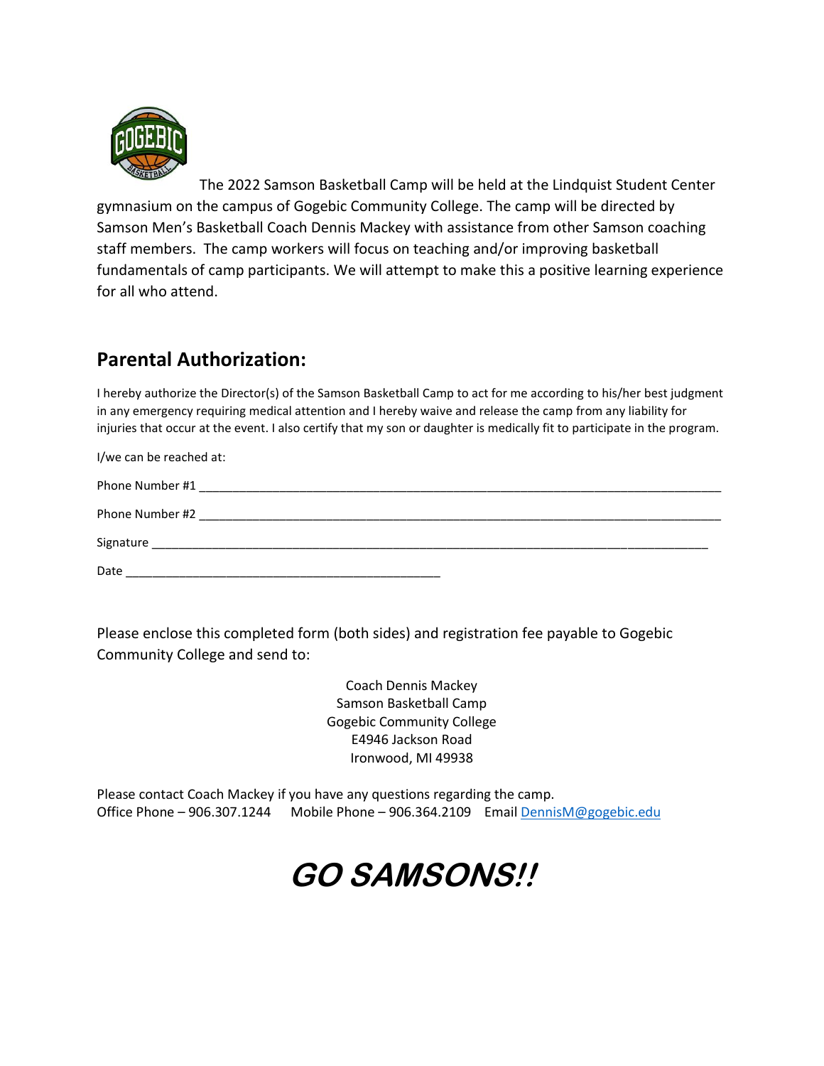The 2022 Samson Basketball Camp will be held at the Lindquist Student Center gymnasium on the campus of Gogebic Community College. The camp will be directed by Samson Men's Basketball Coach Dennis Mackey with assistance from other Samson coaching staff members. The camp workers will focus on teaching and/or improving basketball fundamentals of camp participants. We will attempt to make this a positive learning experience for all who attend.

## Parental Authorization:

I hereby authorize the Director(s) of the Samson Basketball Camp to act for me according to his/her best judgment in any emergency requiring medical attention and I hereby waive and release the camp from any liability for injuries that occur at the event. I also certify that my son or daughter is medically fit to participate in the program.

I/we can be reached at:

Phone Number #1 ______________________________________________________________________________

Phone Number #2 ______________________________________________________________________________

Signature _____________________________________________________________________________________

Date ________________________________________________

Please enclose this completed form (both sides) and registration fee payable to Gogebic Community College and send to:

Coach Dennis Mackey
Samson Basketball Camp
Gogebic Community College
E4946 Jackson Road
Ironwood, MI 49938

Please contact Coach Mackey if you have any questions regarding the camp.
Office Phone – 906.307.1244 Mobile Phone – 906.364.2109 Email DennisM@gogebic.edu

# *GO SAMSONS!!*